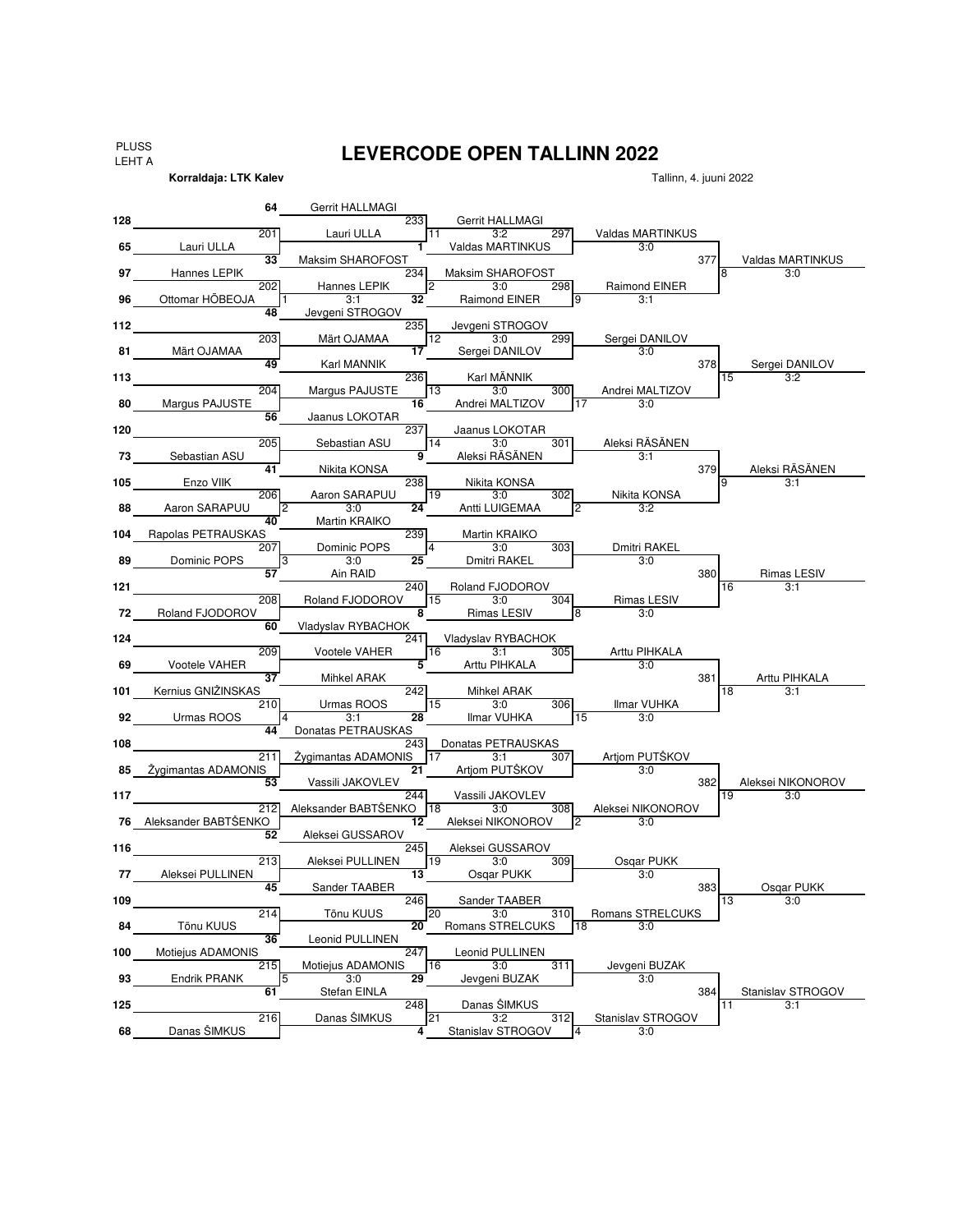PLUSS
LEHT A

# LEVERCODE OPEN TALLINN 2022

**Korraldaja: LTK Kalev**

Tallinn, 4. juuni 2022

## Round 1 (matches 201–216)

| Match | Player 1 | Player 2 | Winner | Score | Table |
|---|---|---|---|---|---|
| 201 | 128 | 65 Lauri ULLA | Lauri ULLA | | |
| 202 | 97 Hannes LEPIK | 96 Ottomar HÕBEOJA | Hannes LEPIK | 3:1 | 1 |
| 203 | 112 | 81 Märt OJAMAA | Märt OJAMAA | | |
| 204 | 113 | 80 Margus PAJUSTE | Margus PAJUSTE | | |
| 205 | 120 | 73 Sebastian ASU | Sebastian ASU | | |
| 206 | 105 Enzo VIIK | 88 Aaron SARAPUU | Aaron SARAPUU | 3:0 | 2 |
| 207 | 104 Rapolas PETRAUSKAS | 89 Dominic POPS | Dominic POPS | 3:0 | 3 |
| 208 | 121 | 72 Roland FJODOROV | Roland FJODOROV | | |
| 209 | 124 | 69 Vootele VAHER | Vootele VAHER | | |
| 210 | 101 Kernius GNIŽINSKAS | 92 Urmas ROOS | Urmas ROOS | 3:1 | 4 |
| 211 | 108 | 85 Žygimantas ADAMONIS | Žygimantas ADAMONIS | | |
| 212 | 117 | 76 Aleksander BABTŠENKO | Aleksander BABTŠENKO | | |
| 213 | 116 | 77 Aleksei PULLINEN | Aleksei PULLINEN | | |
| 214 | 109 | 84 Tõnu KUUS | Tõnu KUUS | | |
| 215 | 100 Motiejus ADAMONIS | 93 Endrik PRANK | Motiejus ADAMONIS | 3:0 | 5 |
| 216 | 125 | 68 Danas ŠIMKUS | Danas ŠIMKUS | | |

## Round 2 (matches 233–248)

| Match | Player 1 | Player 2 | Winner | Score | Table |
|---|---|---|---|---|---|
| 233 | 64 Gerrit HALLMAGI | Lauri ULLA | Gerrit HALLMAGI | 3:2 | 11 |
| 234 | 33 Maksim SHAROFOST | Hannes LEPIK | Maksim SHAROFOST | 3:0 | 2 |
| 235 | 48 Jevgeni STROGOV | Märt OJAMAA | Jevgeni STROGOV | 3:0 | 12 |
| 236 | 49 Karl MANNIK | Margus PAJUSTE | Karl MÄNNIK | 3:0 | 13 |
| 237 | 56 Jaanus LOKOTAR | Sebastian ASU | Jaanus LOKOTAR | 3:0 | 14 |
| 238 | 41 Nikita KONSA | Aaron SARAPUU | Nikita KONSA | 3:0 | 19 |
| 239 | 40 Martin KRAIKO | Dominic POPS | Martin KRAIKO | 3:0 | 4 |
| 240 | 57 Ain RAID | Roland FJODOROV | Roland FJODOROV | 3:0 | 15 |
| 241 | 60 Vladyslav RYBACHOK | Vootele VAHER | Vladyslav RYBACHOK | 3:1 | 16 |
| 242 | 37 Mihkel ARAK | Urmas ROOS | Mihkel ARAK | 3:0 | 15 |
| 243 | 44 Donatas PETRAUSKAS | Žygimantas ADAMONIS | Donatas PETRAUSKAS | 3:1 | 17 |
| 244 | 53 Vassili JAKOVLEV | Aleksander BABTŠENKO | Vassili JAKOVLEV | 3:0 | 18 |
| 245 | 52 Aleksei GUSSAROV | Aleksei PULLINEN | Aleksei GUSSAROV | 3:0 | 19 |
| 246 | 45 Sander TAABER | Tõnu KUUS | Sander TAABER | 3:0 | 20 |
| 247 | 36 Leonid PULLINEN | Motiejus ADAMONIS | Leonid PULLINEN | 3:0 | 16 |
| 248 | 61 Stefan EINLA | Danas ŠIMKUS | Danas ŠIMKUS | 3:2 | 21 |

## Round 3 (matches 297–312)

| Match | Player 1 | Player 2 | Winner | Score | Table |
|---|---|---|---|---|---|
| 297 | Gerrit HALLMAGI | 1 Valdas MARTINKUS | Valdas MARTINKUS | 3:0 | |
| 298 | Maksim SHAROFOST | 32 Raimond EINER | Raimond EINER | 3:1 | 9 |
| 299 | Jevgeni STROGOV | 17 Sergei DANILOV | Sergei DANILOV | 3:0 | |
| 300 | Karl MÄNNIK | 16 Andrei MALTIZOV | Andrei MALTIZOV | 3:0 | 17 |
| 301 | Jaanus LOKOTAR | 9 Aleksi RÄSÄNEN | Aleksi RÄSÄNEN | 3:1 | |
| 302 | Nikita KONSA | 24 Antti LUIGEMAA | Nikita KONSA | 3:2 | 2 |
| 303 | Martin KRAIKO | 25 Dmitri RAKEL | Dmitri RAKEL | 3:0 | |
| 304 | Roland FJODOROV | 8 Rimas LESIV | Rimas LESIV | 3:0 | 8 |
| 305 | Vladyslav RYBACHOK | 5 Arttu PIHKALA | Arttu PIHKALA | 3:0 | |
| 306 | Mihkel ARAK | 28 Ilmar VUHKA | Ilmar VUHKA | 3:0 | 15 |
| 307 | Donatas PETRAUSKAS | 21 Artjom PUTŠKOV | Artjom PUTŠKOV | 3:0 | |
| 308 | Vassili JAKOVLEV | 12 Aleksei NIKONOROV | Aleksei NIKONOROV | 3:0 | 2 |
| 309 | Aleksei GUSSAROV | 13 Osqar PUKK | Osqar PUKK | 3:0 | |
| 310 | Sander TAABER | 20 Romans STRELCUKS | Romans STRELCUKS | 3:0 | 18 |
| 311 | Leonid PULLINEN | 29 Jevgeni BUZAK | Jevgeni BUZAK | 3:0 | |
| 312 | Danas ŠIMKUS | 4 Stanislav STROGOV | Stanislav STROGOV | 3:0 | 4 |

## Round 4 (matches 377–384)

| Match | Player 1 | Player 2 | Winner | Score | Table |
|---|---|---|---|---|---|
| 377 | Valdas MARTINKUS | Raimond EINER | Valdas MARTINKUS | 3:0 | 8 |
| 378 | Sergei DANILOV | Andrei MALTIZOV | Sergei DANILOV | 3:2 | 15 |
| 379 | Aleksi RÄSÄNEN | Nikita KONSA | Aleksi RÄSÄNEN | 3:1 | 9 |
| 380 | Dmitri RAKEL | Rimas LESIV | Rimas LESIV | 3:1 | 16 |
| 381 | Arttu PIHKALA | Ilmar VUHKA | Arttu PIHKALA | 3:1 | 18 |
| 382 | Artjom PUTŠKOV | Aleksei NIKONOROV | Aleksei NIKONOROV | 3:0 | 19 |
| 383 | Osqar PUKK | Romans STRELCUKS | Osqar PUKK | 3:0 | 13 |
| 384 | Jevgeni BUZAK | Stanislav STROGOV | Stanislav STROGOV | 3:1 | 11 |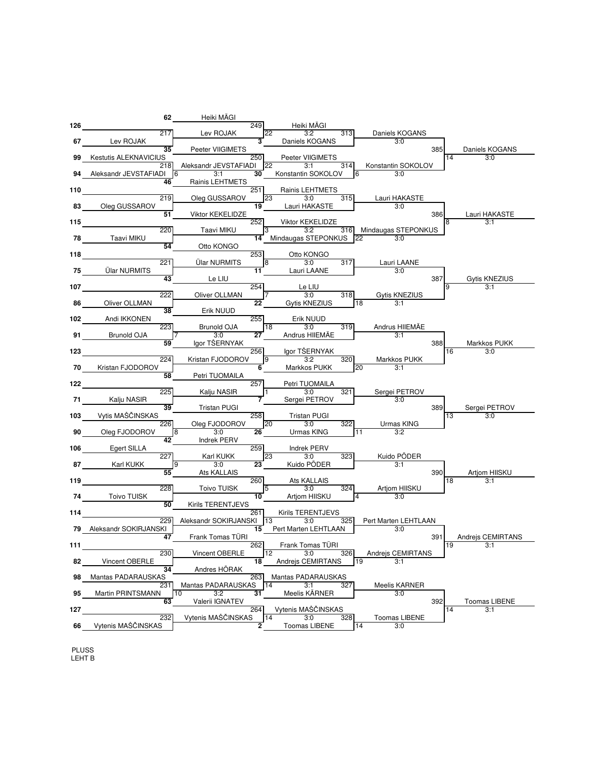## Round 1

| Match | Player 1 | Player 2 | Winner | Score | Table |
|---|---|---|---|---|---|
| 217 | 126 | 67 Lev ROJAK | Lev ROJAK | | |
| 218 | 99 Kestutis ALEKNAVICIUS | 94 Aleksandr JEVSTAFIADI | Aleksandr JEVSTAFIADI | 3:1 | 6 |
| 219 | 110 | 83 Oleg GUSSAROV | Oleg GUSSAROV | | |
| 220 | 115 | 78 Taavi MIKU | Taavi MIKU | | |
| 221 | 118 | 75 Ülar NURMITS | Ülar NURMITS | | |
| 222 | 107 | 86 Oliver OLLMAN | Oliver OLLMAN | | |
| 223 | 102 Andi IKKONEN | 91 Brunold OJA | Brunold OJA | 3:0 | 7 |
| 224 | 123 | 70 Kristan FJODOROV | Kristan FJODOROV | | |
| 225 | 122 | 71 Kalju NASIR | Kalju NASIR | | |
| 226 | 103 Vytis MAŠČINSKAS | 90 Oleg FJODOROV | Oleg FJODOROV | 3:0 | 8 |
| 227 | 106 Egert SILLA | 87 Karl KUKK | Karl KUKK | 3:0 | 9 |
| 228 | 119 | 74 Toivo TUISK | Toivo TUISK | | |
| 229 | 114 | 79 Aleksandr SOKIRJANSKI | Aleksandr SOKIRJANSKI | | |
| 230 | 111 | 82 Vincent OBERLE | Vincent OBERLE | | |
| 231 | 98 Mantas PADARAUSKAS | 95 Martin PRINTSMANN | Mantas PADARAUSKAS | 3:2 | 10 |
| 232 | 127 | 66 Vytenis MAŠČINSKAS | Vytenis MAŠČINSKAS | | |

## Round 2

| Match | Player 1 | Player 2 | Winner | Score | Table |
|---|---|---|---|---|---|
| 249 | 62 Heiki MÄGI | Lev ROJAK | Heiki MÄGI | 3:2 | 22 |
| 250 | 35 Peeter VIIGIMETS | Aleksandr JEVSTAFIADI | Peeter VIIGIMETS | 3:1 | 22 |
| 251 | 46 Rainis LEHTMETS | Oleg GUSSAROV | Rainis LEHTMETS | 3:0 | 23 |
| 252 | 51 Viktor KEKELIDZE | Taavi MIKU | Viktor KEKELIDZE | 3:2 | 3 |
| 253 | 54 Otto KONGO | Ülar NURMITS | Otto KONGO | 3:0 | 8 |
| 254 | 43 Le LIU | Oliver OLLMAN | Le LIU | 3:0 | 7 |
| 255 | 38 Erik NUUD | Brunold OJA | Erik NUUD | 3:0 | 18 |
| 256 | 59 Igor TŠERNYAK | Kristan FJODOROV | Igor TŠERNYAK | 3:2 | 9 |
| 257 | 58 Petri TUOMAILA | Kalju NASIR | Petri TUOMAILA | 3:0 | 1 |
| 258 | 39 Tristan PUGI | Oleg FJODOROV | Tristan PUGI | 3:0 | 20 |
| 259 | 42 Indrek PERV | Karl KUKK | Indrek PERV | 3:0 | 23 |
| 260 | 55 Ats KALLAIS | Toivo TUISK | Ats KALLAIS | 3:0 | 5 |
| 261 | 50 Kirils TERENTJEVS | Aleksandr SOKIRJANSKI | Kirils TERENTJEVS | 3:0 | 13 |
| 262 | 47 Frank Tomas TÜRI | Vincent OBERLE | Frank Tomas TÜRI | 3:0 | 12 |
| 263 | 34 Andres HÕRAK | Mantas PADARAUSKAS | Mantas PADARAUSKAS | 3:1 | 14 |
| 264 | 63 Valerii IGNATEV | Vytenis MAŠČINSKAS | Vytenis MAŠČINSKAS | 3:0 | 14 |

## Round 3

| Match | Player 1 | Player 2 | Winner | Score | Table |
|---|---|---|---|---|---|
| 313 | Heiki MÄGI | 3 Daniels KOGANS | Daniels KOGANS | 3:0 | |
| 314 | Peeter VIIGIMETS | 30 Konstantin SOKOLOV | Konstantin SOKOLOV | 3:0 | 6 |
| 315 | Rainis LEHTMETS | 19 Lauri HAKASTE | Lauri HAKASTE | 3:0 | |
| 316 | Viktor KEKELIDZE | 14 Mindaugas STEPONKUS | Mindaugas STEPONKUS | 3:0 | 22 |
| 317 | Otto KONGO | 11 Lauri LAANE | Lauri LAANE | 3:0 | |
| 318 | Le LIU | 22 Gytis KNEZIUS | Gytis KNEZIUS | 3:1 | 18 |
| 319 | Erik NUUD | 27 Andrus HIIEMÄE | Andrus HIIEMÄE | 3:1 | |
| 320 | Igor TŠERNYAK | 6 Markkos PUKK | Markkos PUKK | 3:1 | 20 |
| 321 | Petri TUOMAILA | 7 Sergei PETROV | Sergei PETROV | 3:0 | |
| 322 | Tristan PUGI | 26 Urmas KING | Urmas KING | 3:2 | 11 |
| 323 | Indrek PERV | 23 Kuido PÕDER | Kuido PÕDER | 3:1 | |
| 324 | Ats KALLAIS | 10 Artjom HIISKU | Artjom HIISKU | 3:0 | 4 |
| 325 | Kirils TERENTJEVS | 15 Pert Marten LEHTLAAN | Pert Marten LEHTLAAN | 3:0 | |
| 326 | Frank Tomas TÜRI | 18 Andrejs CEMIRTANS | Andrejs CEMIRTANS | 3:1 | 19 |
| 327 | Mantas PADARAUSKAS | 31 Meelis KÄRNER | Meelis KARNER | 3:0 | |
| 328 | Vytenis MAŠČINSKAS | 2 Toomas LIBENE | Toomas LIBENE | 3:0 | 14 |

## Round 4

| Match | Player 1 | Player 2 | Winner | Score | Table |
|---|---|---|---|---|---|
| 385 | Daniels KOGANS | Konstantin SOKOLOV | Daniels KOGANS | 3:0 | 14 |
| 386 | Lauri HAKASTE | Mindaugas STEPONKUS | Lauri HAKASTE | 3:1 | 8 |
| 387 | Lauri LAANE | Gytis KNEZIUS | Gytis KNEZIUS | 3:1 | 9 |
| 388 | Andrus HIIEMÄE | Markkos PUKK | Markkos PUKK | 3:0 | 16 |
| 389 | Sergei PETROV | Urmas KING | Sergei PETROV | 3:0 | 13 |
| 390 | Kuido PÕDER | Artjom HIISKU | Artjom HIISKU | 3:1 | 18 |
| 391 | Pert Marten LEHTLAAN | Andrejs CEMIRTANS | Andrejs CEMIRTANS | 3:1 | 19 |
| 392 | Meelis KARNER | Toomas LIBENE | Toomas LIBENE | 3:1 | 14 |

PLUSS
LEHT B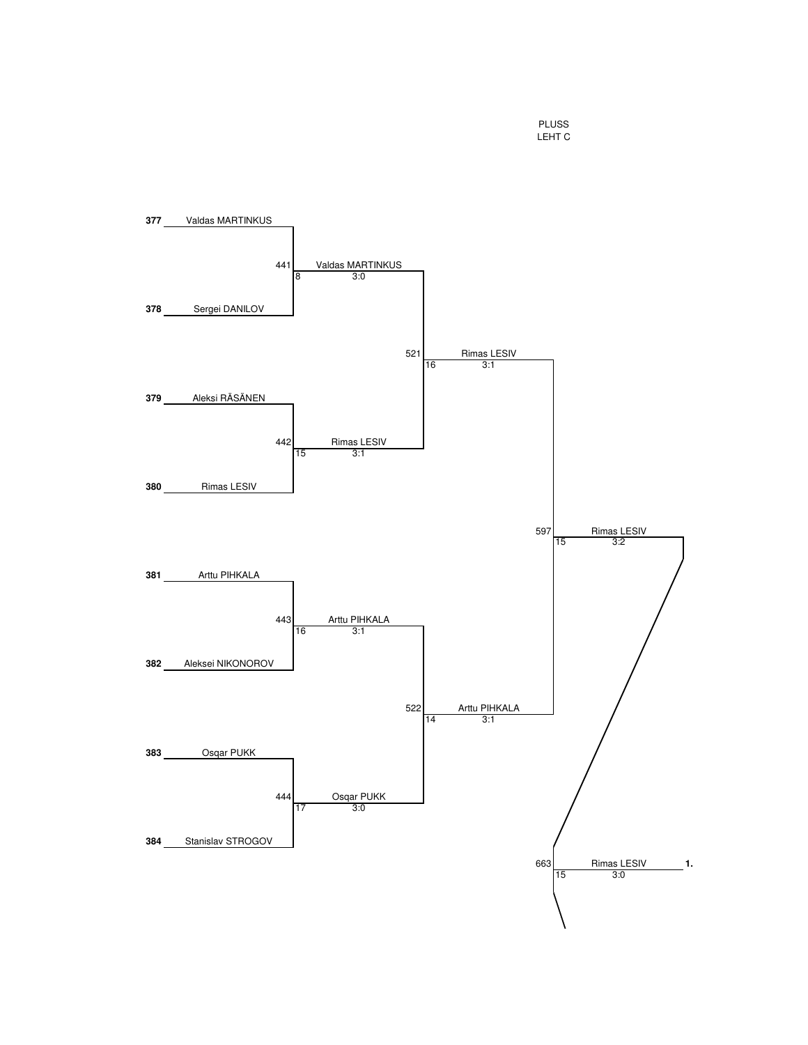PLUSS
LEHT C

**377** Valdas MARTINKUS

**378** Sergei DANILOV

441 Valdas MARTINKUS
8 3:0

**379** Aleksi RÄSÄNEN

**380** Rimas LESIV

442 Rimas LESIV
15 3:1

521 Rimas LESIV
16 3:1

**381** Arttu PIHKALA

**382** Aleksei NIKONOROV

443 Arttu PIHKALA
16 3:1

**383** Osqar PUKK

**384** Stanislav STROGOV

444 Osqar PUKK
17 3:0

522 Arttu PIHKALA
14 3:1

597 Rimas LESIV
15 3:2

663 Rimas LESIV **1.**
15 3:0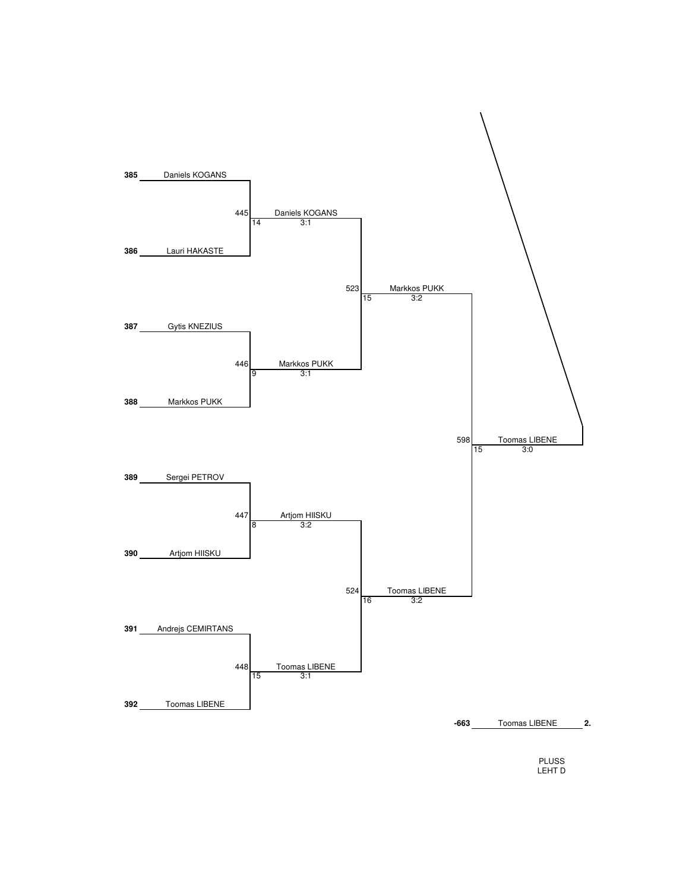**385** Daniels KOGANS

445 | 14 — Daniels KOGANS 3:1

**386** Lauri HAKASTE

523 | 15 — Markkos PUKK 3:2

**387** Gytis KNEZIUS

446 | 9 — Markkos PUKK 3:1

**388** Markkos PUKK

598 | 15 — Toomas LIBENE 3:0

**389** Sergei PETROV

447 | 8 — Artjom HIISKU 3:2

**390** Artjom HIISKU

524 | 16 — Toomas LIBENE 3:2

**391** Andrejs CEMIRTANS

448 | 15 — Toomas LIBENE 3:1

**392** Toomas LIBENE

**-663** Toomas LIBENE **2.**

PLUSS
LEHT D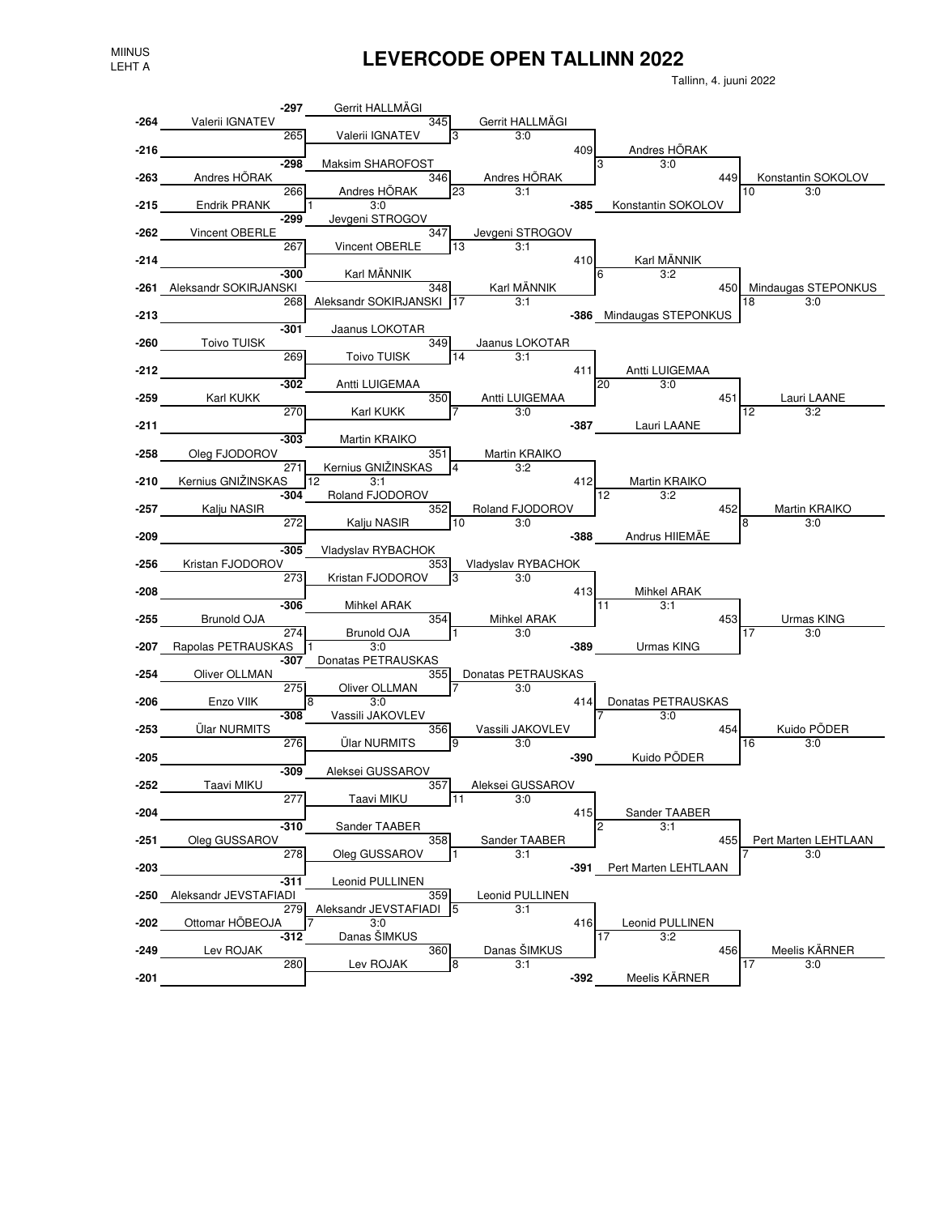MIINUS
LEHT A

# LEVERCODE OPEN TALLINN 2022

Tallinn, 4. juuni 2022

| Match | Player 1 | Player 2 | Winner | Table | Score |
|---|---|---|---|---|---|
| 265 | -264 Valerii IGNATEV | -216 | Valerii IGNATEV | | |
| 266 | -263 Andres HÕRAK | -215 Endrik PRANK | Andres HÕRAK | 1 | 3:0 |
| 267 | -262 Vincent OBERLE | -214 | Vincent OBERLE | | |
| 268 | -261 Aleksandr SOKIRJANSKI | -213 | Aleksandr SOKIRJANSKI | | |
| 269 | -260 Toivo TUISK | -212 | Toivo TUISK | | |
| 270 | -259 Karl KUKK | -211 | Karl KUKK | | |
| 271 | -258 Oleg FJODOROV | -210 Kernius GNIŽINSKAS | Kernius GNIŽINSKAS | 12 | 3:1 |
| 272 | -257 Kalju NASIR | -209 | Kalju NASIR | | |
| 273 | -256 Kristan FJODOROV | -208 | Kristan FJODOROV | | |
| 274 | -255 Brunold OJA | -207 Rapolas PETRAUSKAS | Brunold OJA | 1 | 3:0 |
| 275 | -254 Oliver OLLMAN | -206 Enzo VIIK | Oliver OLLMAN | 8 | 3:0 |
| 276 | -253 Ülar NURMITS | -205 | Ülar NURMITS | | |
| 277 | -252 Taavi MIKU | -204 | Taavi MIKU | | |
| 278 | -251 Oleg GUSSAROV | -203 | Oleg GUSSAROV | | |
| 279 | -250 Aleksandr JEVSTAFIADI | -202 Ottomar HÕBEOJA | Aleksandr JEVSTAFIADI | 7 | 3:0 |
| 280 | -249 Lev ROJAK | -201 | Lev ROJAK | | |

| Match | Player 1 | Player 2 | Winner | Table | Score |
|---|---|---|---|---|---|
| 345 | -297 Gerrit HALLMÄGI | Valerii IGNATEV | Gerrit HALLMÄGI | 3 | 3:0 |
| 346 | -298 Maksim SHAROFOST | Andres HÕRAK | Andres HÕRAK | 23 | 3:1 |
| 347 | -299 Jevgeni STROGOV | Vincent OBERLE | Jevgeni STROGOV | 13 | 3:1 |
| 348 | -300 Karl MÄNNIK | Aleksandr SOKIRJANSKI | Karl MÄNNIK | 17 | 3:1 |
| 349 | -301 Jaanus LOKOTAR | Toivo TUISK | Jaanus LOKOTAR | 14 | 3:1 |
| 350 | -302 Antti LUIGEMAA | Karl KUKK | Antti LUIGEMAA | 7 | 3:0 |
| 351 | -303 Martin KRAIKO | Kernius GNIŽINSKAS | Martin KRAIKO | 4 | 3:2 |
| 352 | -304 Roland FJODOROV | Kalju NASIR | Roland FJODOROV | 10 | 3:0 |
| 353 | -305 Vladyslav RYBACHOK | Kristan FJODOROV | Vladyslav RYBACHOK | 3 | 3:0 |
| 354 | -306 Mihkel ARAK | Brunold OJA | Mihkel ARAK | 1 | 3:0 |
| 355 | -307 Donatas PETRAUSKAS | Oliver OLLMAN | Donatas PETRAUSKAS | 7 | 3:0 |
| 356 | -308 Vassili JAKOVLEV | Ülar NURMITS | Vassili JAKOVLEV | 9 | 3:0 |
| 357 | -309 Aleksei GUSSAROV | Taavi MIKU | Aleksei GUSSAROV | 11 | 3:0 |
| 358 | -310 Sander TAABER | Oleg GUSSAROV | Sander TAABER | 1 | 3:1 |
| 359 | -311 Leonid PULLINEN | Aleksandr JEVSTAFIADI | Leonid PULLINEN | 5 | 3:1 |
| 360 | -312 Danas ŠIMKUS | Lev ROJAK | Danas ŠIMKUS | 8 | 3:1 |

| Match | Player 1 | Player 2 | Winner | Table | Score |
|---|---|---|---|---|---|
| 409 | Gerrit HALLMÄGI | Andres HÕRAK | Andres HÕRAK | 3 | 3:0 |
| 410 | Jevgeni STROGOV | Karl MÄNNIK | Karl MÄNNIK | 6 | 3:2 |
| 411 | Jaanus LOKOTAR | Antti LUIGEMAA | Antti LUIGEMAA | 20 | 3:0 |
| 412 | Martin KRAIKO | Roland FJODOROV | Martin KRAIKO | 12 | 3:2 |
| 413 | Vladyslav RYBACHOK | Mihkel ARAK | Mihkel ARAK | 11 | 3:1 |
| 414 | Donatas PETRAUSKAS | Vassili JAKOVLEV | Donatas PETRAUSKAS | 7 | 3:0 |
| 415 | Aleksei GUSSAROV | Sander TAABER | Sander TAABER | 2 | 3:1 |
| 416 | Leonid PULLINEN | Danas ŠIMKUS | Leonid PULLINEN | 17 | 3:2 |

| Match | Player 1 | Player 2 | Winner | Table | Score |
|---|---|---|---|---|---|
| 449 | Andres HÕRAK | -385 Konstantin SOKOLOV | Konstantin SOKOLOV | 10 | 3:0 |
| 450 | Karl MÄNNIK | -386 Mindaugas STEPONKUS | Mindaugas STEPONKUS | 18 | 3:0 |
| 451 | Antti LUIGEMAA | -387 Lauri LAANE | Lauri LAANE | 12 | 3:2 |
| 452 | Martin KRAIKO | -388 Andrus HIIEMÄE | Martin KRAIKO | 8 | 3:0 |
| 453 | Mihkel ARAK | -389 Urmas KING | Urmas KING | 17 | 3:0 |
| 454 | Donatas PETRAUSKAS | -390 Kuido PÕDER | Kuido PÕDER | 16 | 3:0 |
| 455 | Sander TAABER | -391 Pert Marten LEHTLAAN | Pert Marten LEHTLAAN | 7 | 3:0 |
| 456 | Leonid PULLINEN | -392 Meelis KÄRNER | Meelis KÄRNER | 17 | 3:0 |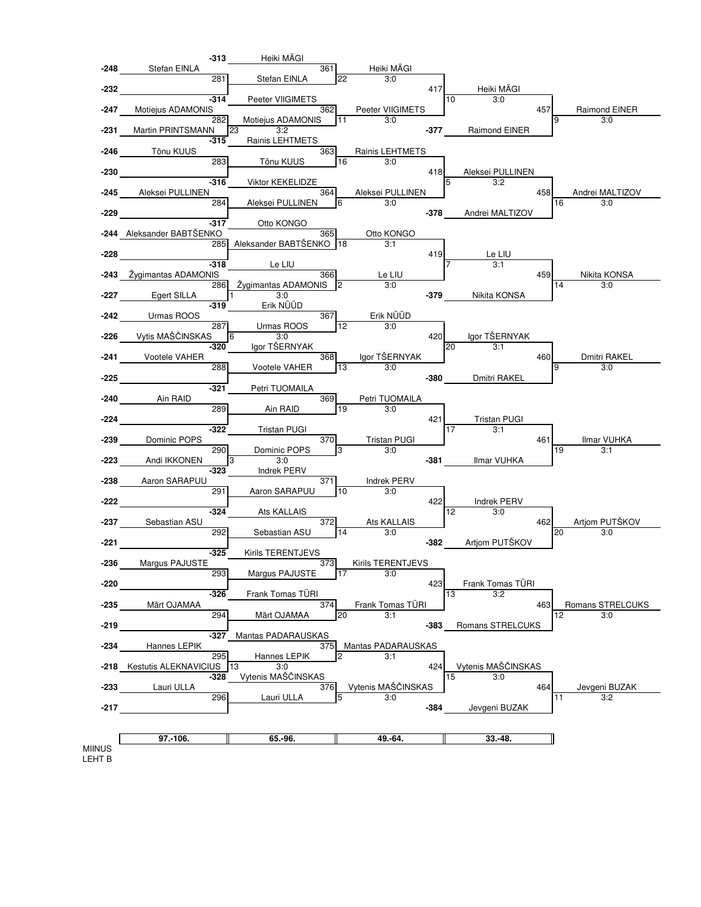## 97.-106.

| Match | Player 1 | Player 2 | Winner | Score | Table |
|---|---|---|---|---|---|
| 281 | -248 Stefan EINLA | -232 | Stefan EINLA | | |
| 282 | -247 Motiejus ADAMONIS | -231 Martin PRINTSMANN | Motiejus ADAMONIS | 3:2 | 23 |
| 283 | -246 Tõnu KUUS | -230 | Tõnu KUUS | | |
| 284 | -245 Aleksei PULLINEN | -229 | Aleksei PULLINEN | | |
| 285 | -244 Aleksander BABTŠENKO | -228 | Aleksander BABTŠENKO | | |
| 286 | -243 Žygimantas ADAMONIS | -227 Egert SILLA | Žygimantas ADAMONIS | 3:0 | 1 |
| 287 | -242 Urmas ROOS | -226 Vytis MAŠČINSKAS | Urmas ROOS | 3:0 | 6 |
| 288 | -241 Vootele VAHER | -225 | Vootele VAHER | | |
| 289 | -240 Ain RAID | -224 | Ain RAID | | |
| 290 | -239 Dominic POPS | -223 Andi IKKONEN | Dominic POPS | 3:0 | 3 |
| 291 | -238 Aaron SARAPUU | -222 | Aaron SARAPUU | | |
| 292 | -237 Sebastian ASU | -221 | Sebastian ASU | | |
| 293 | -236 Margus PAJUSTE | -220 | Margus PAJUSTE | | |
| 294 | -235 Märt OJAMAA | -219 | Märt OJAMAA | | |
| 295 | -234 Hannes LEPIK | -218 Kestutis ALEKNAVICIUS | Hannes LEPIK | 3:0 | 13 |
| 296 | -233 Lauri ULLA | -217 | Lauri ULLA | | |

## 65.-96.

| Match | Player 1 | Player 2 | Winner | Score | Table |
|---|---|---|---|---|---|
| 361 | -313 Heiki MÄGI | Stefan EINLA | Heiki MÄGI | 3:0 | 22 |
| 362 | -314 Peeter VIIGIMETS | Motiejus ADAMONIS | Peeter VIIGIMETS | 3:0 | 11 |
| 363 | -315 Rainis LEHTMETS | Tõnu KUUS | Rainis LEHTMETS | 3:0 | 16 |
| 364 | -316 Viktor KEKELIDZE | Aleksei PULLINEN | Aleksei PULLINEN | 3:0 | 6 |
| 365 | -317 Otto KONGO | Aleksander BABTŠENKO | Otto KONGO | 3:1 | 18 |
| 366 | -318 Le LIU | Žygimantas ADAMONIS | Le LIU | 3:0 | 2 |
| 367 | -319 Erik NÜÜD | Urmas ROOS | Erik NÜÜD | 3:0 | 12 |
| 368 | -320 Igor TŠERNYAK | Vootele VAHER | Igor TŠERNYAK | 3:0 | 13 |
| 369 | -321 Petri TUOMAILA | Ain RAID | Petri TUOMAILA | 3:0 | 19 |
| 370 | -322 Tristan PUGI | Dominic POPS | Tristan PUGI | 3:0 | 3 |
| 371 | -323 Indrek PERV | Aaron SARAPUU | Indrek PERV | 3:0 | 10 |
| 372 | -324 Ats KALLAIS | Sebastian ASU | Ats KALLAIS | 3:0 | 14 |
| 373 | -325 Kirils TERENTJEVS | Margus PAJUSTE | Kirils TERENTJEVS | 3:0 | 17 |
| 374 | -326 Frank Tomas TÜRI | Märt OJAMAA | Frank Tomas TÜRI | 3:1 | 20 |
| 375 | -327 Mantas PADARAUSKAS | Hannes LEPIK | Mantas PADARAUSKAS | 3:1 | 2 |
| 376 | -328 Vytenis MAŠČINSKAS | Lauri ULLA | Vytenis MAŠČINSKAS | 3:0 | 5 |

## 49.-64.

| Match | Player 1 | Player 2 | Winner | Score | Table |
|---|---|---|---|---|---|
| 417 | Heiki MÄGI | Peeter VIIGIMETS | Heiki MÄGI | 3:0 | 10 |
| 418 | Rainis LEHTMETS | Aleksei PULLINEN | Aleksei PULLINEN | 3:2 | 5 |
| 419 | Otto KONGO | Le LIU | Le LIU | 3:1 | 7 |
| 420 | Erik NÜÜD | Igor TŠERNYAK | Igor TŠERNYAK | 3:1 | 20 |
| 421 | Petri TUOMAILA | Tristan PUGI | Tristan PUGI | 3:1 | 17 |
| 422 | Indrek PERV | Ats KALLAIS | Indrek PERV | 3:0 | 12 |
| 423 | Kirils TERENTJEVS | Frank Tomas TÜRI | Frank Tomas TÜRI | 3:2 | 13 |
| 424 | Mantas PADARAUSKAS | Vytenis MAŠČINSKAS | Vytenis MAŠČINSKAS | 3:0 | 15 |

## 33.-48.

| Match | Player 1 | Player 2 | Winner | Score | Table |
|---|---|---|---|---|---|
| 457 | Heiki MÄGI | -377 Raimond EINER | Raimond EINER | 3:0 | 9 |
| 458 | Aleksei PULLINEN | -378 Andrei MALTIZOV | Andrei MALTIZOV | 3:0 | 16 |
| 459 | Le LIU | -379 Nikita KONSA | Nikita KONSA | 3:0 | 14 |
| 460 | Igor TŠERNYAK | -380 Dmitri RAKEL | Dmitri RAKEL | 3:0 | 9 |
| 461 | Tristan PUGI | -381 Ilmar VUHKA | Ilmar VUHKA | 3:1 | 19 |
| 462 | Indrek PERV | -382 Artjom PUTŠKOV | Artjom PUTŠKOV | 3:0 | 20 |
| 463 | Frank Tomas TÜRI | -383 Romans STRELCUKS | Romans STRELCUKS | 3:0 | 12 |
| 464 | Vytenis MAŠČINSKAS | -384 Jevgeni BUZAK | Jevgeni BUZAK | 3:2 | 11 |

MIINUS
LEHT B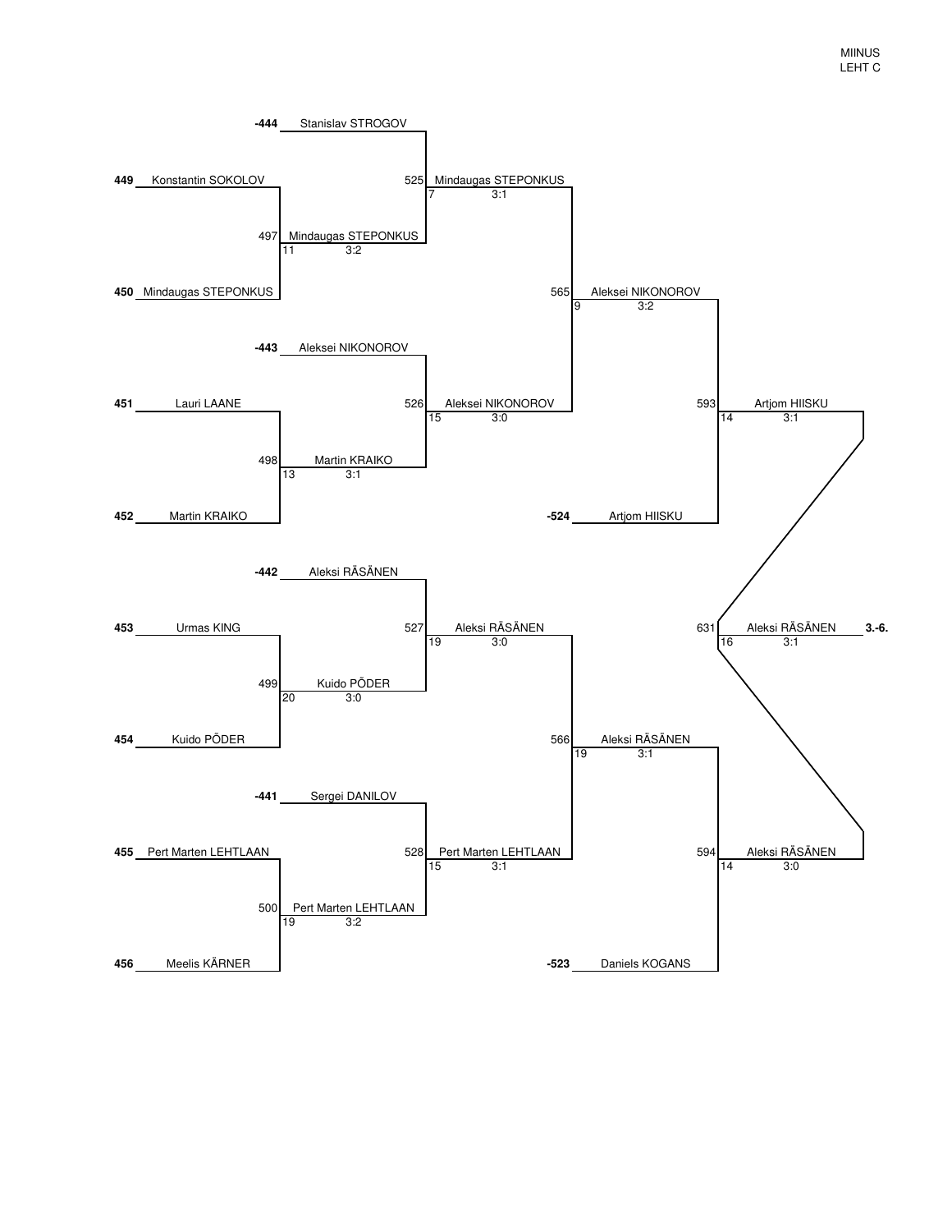MIINUS
LEHT C

**-444** Stanislav STROGOV

**449** Konstantin SOKOLOV

497 Mindaugas STEPONKUS
11 3:2

**450** Mindaugas STEPONKUS

525 Mindaugas STEPONKUS
7 3:1

**-443** Aleksei NIKONOROV

**451** Lauri LAANE

498 Martin KRAIKO
13 3:1

**452** Martin KRAIKO

526 Aleksei NIKONOROV
15 3:0

565 Aleksei NIKONOROV
9 3:2

**-524** Artjom HIISKU

593 Artjom HIISKU
14 3:1

**-442** Aleksi RÄSÄNEN

**453** Urmas KING

499 Kuido PÕDER
20 3:0

**454** Kuido PÕDER

527 Aleksi RÄSÄNEN
19 3:0

**-441** Sergei DANILOV

**455** Pert Marten LEHTLAAN

500 Pert Marten LEHTLAAN
19 3:2

**456** Meelis KÄRNER

528 Pert Marten LEHTLAAN
15 3:1

566 Aleksi RÄSÄNEN
19 3:1

**-523** Daniels KOGANS

594 Aleksi RÄSÄNEN
14 3:0

631 Aleksi RÄSÄNEN **3.-6.**
16 3:1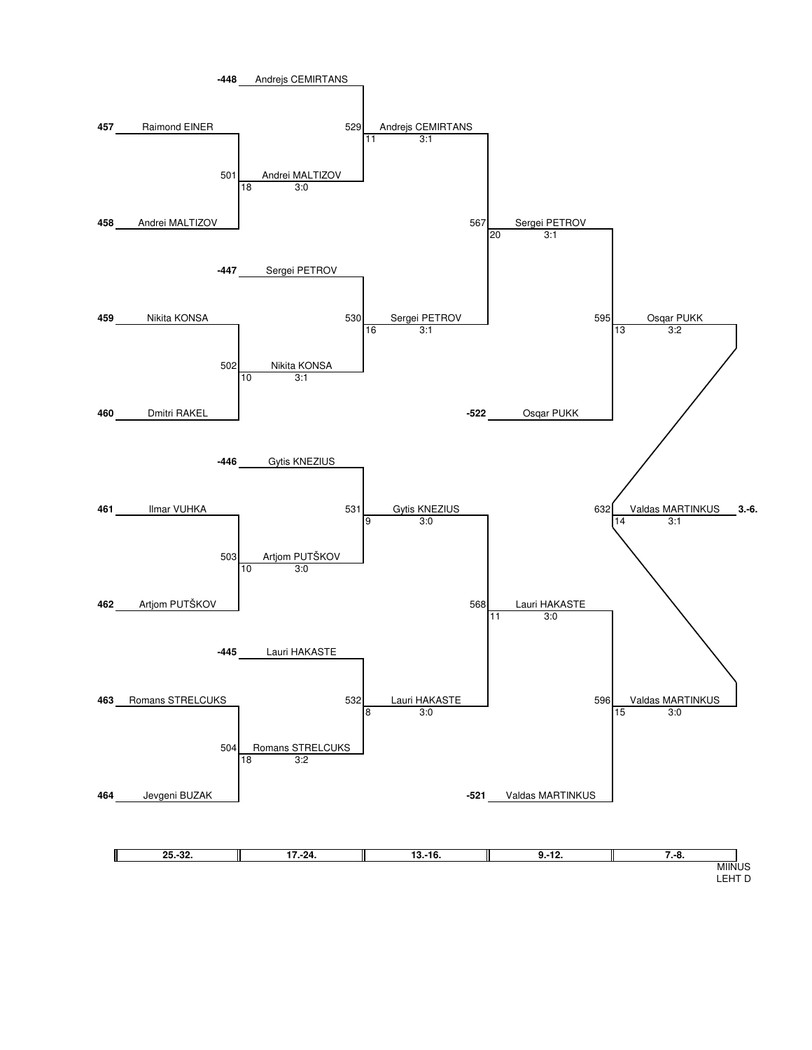**-448** Andrejs CEMIRTANS

**457** Raimond EINER

501 Andrei MALTIZOV
18 3:0

**458** Andrei MALTIZOV

529 Andrejs CEMIRTANS
11 3:1

**-447** Sergei PETROV

**459** Nikita KONSA

502 Nikita KONSA
10 3:1

**460** Dmitri RAKEL

530 Sergei PETROV
16 3:1

567 Sergei PETROV
20 3:1

**-522** Osqar PUKK

595 Osqar PUKK
13 3:2

**-446** Gytis KNEZIUS

**461** Ilmar VUHKA

503 Artjom PUTŠKOV
10 3:0

**462** Artjom PUTŠKOV

531 Gytis KNEZIUS
9 3:0

**-445** Lauri HAKASTE

**463** Romans STRELCUKS

504 Romans STRELCUKS
18 3:2

**464** Jevgeni BUZAK

532 Lauri HAKASTE
8 3:0

568 Lauri HAKASTE
11 3:0

**-521** Valdas MARTINKUS

596 Valdas MARTINKUS
15 3:0

632 Valdas MARTINKUS **3.-6.**
14 3:1

| 25.-32. | 17.-24. | 13.-16. | 9.-12. | 7.-8. |
|---|---|---|---|---|

MIINUS
LEHT D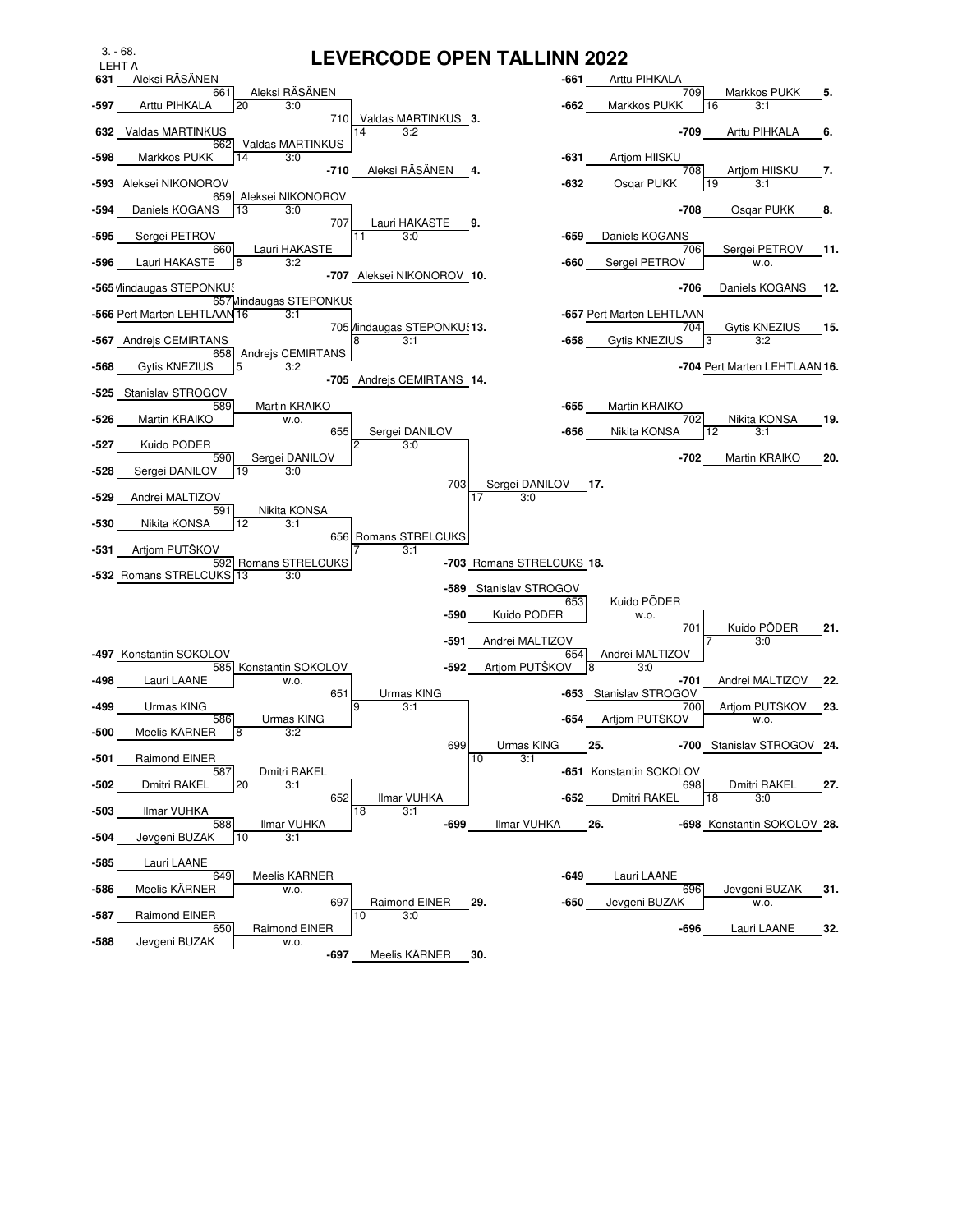3. - 68.
LEHT A

# LEVERCODE OPEN TALLINN 2022

## Left side

**631** Aleksi RÄSÄNEN
**-597** Arttu PIHKALA
661: Aleksi RÄSÄNEN — 20, 3:0

**632** Valdas MARTINKUS
**-598** Markkos PUKK
662: Valdas MARTINKUS — 14, 3:0

710: Valdas MARTINKUS **3.** — 14, 3:2
-710: Aleksi RÄSÄNEN **4.**

**-593** Aleksei NIKONOROV
**-594** Daniels KOGANS
659: Aleksei NIKONOROV — 13, 3:0

**-595** Sergei PETROV
**-596** Lauri HAKASTE
660: Lauri HAKASTE — 8, 3:2

707: Lauri HAKASTE **9.** — 11, 3:0
-707: Aleksei NIKONOROV **10.**

**-565** Mindaugas STEPONKUS
**-566** Pert Marten LEHTLAAN
657: Mindaugas STEPONKUS — 16, 3:1

**-567** Andrejs CEMIRTANS
**-568** Gytis KNEZIUS
658: Andrejs CEMIRTANS — 5, 3:2

705: Mindaugas STEPONKUS **13.** — 8, 3:1
-705: Andrejs CEMIRTANS **14.**

**-525** Stanislav STROGOV
**-526** Martin KRAIKO
589: Martin KRAIKO — w.o.

**-527** Kuido PÕDER
**-528** Sergei DANILOV
590: Sergei DANILOV — 19, 3:0

655: Sergei DANILOV — 2, 3:0

**-529** Andrei MALTIZOV
**-530** Nikita KONSA
591: Nikita KONSA — 12, 3:1

**-531** Artjom PUTŠKOV
**-532** Romans STRELCUKS
592: Romans STRELCUKS — 13, 3:0

656: Romans STRELCUKS — 7, 3:1

703: Sergei DANILOV **17.** — 17, 3:0
-703: Romans STRELCUKS **18.**

**-497** Konstantin SOKOLOV
**-498** Lauri LAANE
585: Konstantin SOKOLOV — w.o.

**-499** Urmas KING
**-500** Meelis KARNER
586: Urmas KING — 8, 3:2

651: Urmas KING — 9, 3:1

**-501** Raimond EINER
**-502** Dmitri RAKEL
587: Dmitri RAKEL — 20, 3:1

**-503** Ilmar VUHKA
**-504** Jevgeni BUZAK
588: Ilmar VUHKA — 10, 3:1

652: Ilmar VUHKA — 18, 3:1

699: Urmas KING **25.** — 10, 3:1
-699: Ilmar VUHKA **26.**

**-585** Lauri LAANE
**-586** Meelis KÄRNER
649: Meelis KARNER — w.o.

**-587** Raimond EINER
**-588** Jevgeni BUZAK
650: Raimond EINER — w.o.

697: Raimond EINER **29.** — 10, 3:0
-697: Meelis KÄRNER **30.**

## Right side

**-661** Arttu PIHKALA
**-662** Markkos PUKK
709: Markkos PUKK **5.** — 16, 3:1
-709: Arttu PIHKALA **6.**

**-631** Artjom HIISKU
**-632** Osqar PUKK
708: Artjom HIISKU **7.** — 19, 3:1
-708: Osqar PUKK **8.**

**-659** Daniels KOGANS
**-660** Sergei PETROV
706: Sergei PETROV **11.** — w.o.
-706: Daniels KOGANS **12.**

**-657** Pert Marten LEHTLAAN
**-658** Gytis KNEZIUS
704: Gytis KNEZIUS **15.** — 3, 3:2
-704: Pert Marten LEHTLAAN **16.**

**-655** Martin KRAIKO
**-656** Nikita KONSA
702: Nikita KONSA **19.** — 12, 3:1
-702: Martin KRAIKO **20.**

**-589** Stanislav STROGOV
**-590** Kuido PÕDER
653: Kuido PÕDER — w.o.

**-591** Andrei MALTIZOV
**-592** Artjom PUTŠKOV
654: Andrei MALTIZOV — 8, 3:0

701: Kuido PÕDER **21.** — 7, 3:0
-701: Andrei MALTIZOV **22.**

**-653** Stanislav STROGOV
**-654** Artjom PUTSKOV
700: Artjom PUTŠKOV **23.** — w.o.
-700: Stanislav STROGOV **24.**

**-651** Konstantin SOKOLOV
**-652** Dmitri RAKEL
698: Dmitri RAKEL **27.** — 18, 3:0
-698: Konstantin SOKOLOV **28.**

**-649** Lauri LAANE
**-650** Jevgeni BUZAK
696: Jevgeni BUZAK **31.** — w.o.
-696: Lauri LAANE **32.**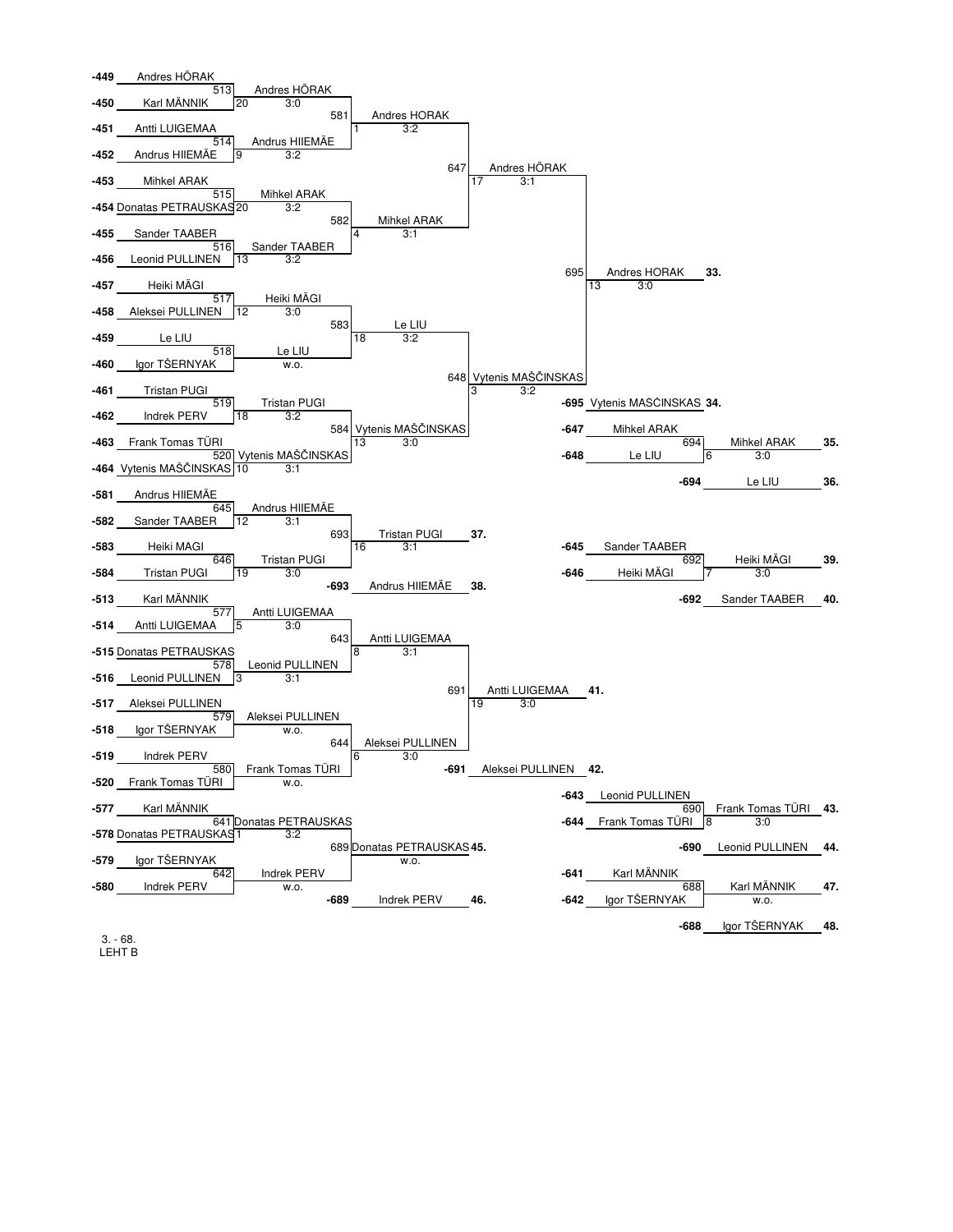## Bracket: places 33–48

### Main bracket (places 33–36)

**Round 1**

| Match | Player 1 | Player 2 | Winner | Score | Table |
|---|---|---|---|---|---|
| 513 | -449 Andres HÕRAK | -450 Karl MÄNNIK | Andres HÕRAK | 3:0 | 20 |
| 514 | -451 Antti LUIGEMAA | -452 Andrus HIIEMÄE | Andrus HIIEMÄE | 3:2 | 9 |
| 515 | -453 Mihkel ARAK | -454 Donatas PETRAUSKAS | Mihkel ARAK | 3:2 | 20 |
| 516 | -455 Sander TAABER | -456 Leonid PULLINEN | Sander TAABER | 3:2 | 13 |
| 517 | -457 Heiki MÄGI | -458 Aleksei PULLINEN | Heiki MÄGI | 3:0 | 12 |
| 518 | -459 Le LIU | -460 Igor TŠERNYAK | Le LIU | w.o. | |
| 519 | -461 Tristan PUGI | -462 Indrek PERV | Tristan PUGI | 3:2 | 18 |
| 520 | -463 Frank Tomas TÜRI | -464 Vytenis MAŠČINSKAS | Vytenis MAŠČINSKAS | 3:1 | 10 |

**Round 2**

| Match | Winner | Score | Table |
|---|---|---|---|
| 581 | Andres HORAK | 3:2 | 1 |
| 582 | Mihkel ARAK | 3:1 | 4 |
| 583 | Le LIU | 3:2 | 18 |
| 584 | Vytenis MAŠČINSKAS | 3:0 | 13 |

**Round 3**

| Match | Winner | Score | Table |
|---|---|---|---|
| 647 | Andres HÕRAK | 3:1 | 17 |
| 648 | Vytenis MAŠČINSKAS | 3:2 | 3 |

**Final**

| Match | Winner | Score | Table | Place |
|---|---|---|---|---|
| 695 | Andres HORAK | 3:0 | 13 | 33. |
| -695 | Vytenis MASČINSKAS | | | 34. |

**Match 694:** -647 Mihkel ARAK vs -648 Le LIU — Mihkel ARAK 3:0 (table 6) — **35.**; -694 Le LIU — **36.**

### Places 37–40

| Match | Player 1 | Player 2 | Winner | Score | Table |
|---|---|---|---|---|---|
| 645 | -581 Andrus HIIEMÄE | -582 Sander TAABER | Andrus HIIEMÄE | 3:1 | 12 |
| 646 | -583 Heiki MAGI | -584 Tristan PUGI | Tristan PUGI | 3:0 | 19 |
| 693 | Andrus HIIEMÄE | Tristan PUGI | Tristan PUGI | 3:1 | 16 |

- 37. Tristan PUGI
- 38. Andrus HIIEMÄE (-693)

**Match 692:** -645 Sander TAABER vs -646 Heiki MÄGI — Heiki MÄGI 3:0 (table 7) — **39.**; -692 Sander TAABER — **40.**

### Places 41–44

| Match | Player 1 | Player 2 | Winner | Score | Table |
|---|---|---|---|---|---|
| 577 | -513 Karl MÄNNIK | -514 Antti LUIGEMAA | Antti LUIGEMAA | 3:0 | 5 |
| 578 | -515 Donatas PETRAUSKAS | -516 Leonid PULLINEN | Leonid PULLINEN | 3:1 | 3 |
| 579 | -517 Aleksei PULLINEN | -518 Igor TŠERNYAK | Aleksei PULLINEN | w.o. | |
| 580 | -519 Indrek PERV | -520 Frank Tomas TÜRI | Frank Tomas TÜRI | w.o. | |
| 643 | Antti LUIGEMAA | Leonid PULLINEN | Antti LUIGEMAA | 3:1 | 8 |
| 644 | Aleksei PULLINEN | Frank Tomas TÜRI | Aleksei PULLINEN | 3:0 | 6 |
| 691 | Antti LUIGEMAA | Aleksei PULLINEN | Antti LUIGEMAA | 3:0 | 19 |

- 41. Antti LUIGEMAA
- 42. Aleksei PULLINEN (-691)

**Match 690:** -643 Leonid PULLINEN vs -644 Frank Tomas TÜRI — Frank Tomas TÜRI 3:0 (table 8) — **43.**; -690 Leonid PULLINEN — **44.**

### Places 45–48

| Match | Player 1 | Player 2 | Winner | Score | Table |
|---|---|---|---|---|---|
| 641 | -577 Karl MÄNNIK | -578 Donatas PETRAUSKAS | Donatas PETRAUSKAS | 3:2 | 1 |
| 642 | -579 Igor TŠERNYAK | -580 Indrek PERV | Indrek PERV | w.o. | |
| 689 | Donatas PETRAUSKAS | Indrek PERV | Donatas PETRAUSKAS | w.o. | |

- 45. Donatas PETRAUSKAS
- 46. Indrek PERV (-689)

**Match 688:** -641 Karl MÄNNIK vs -642 Igor TŠERNYAK — Karl MÄNNIK w.o. — **47.**; -688 Igor TŠERNYAK — **48.**

3. - 68.
LEHT B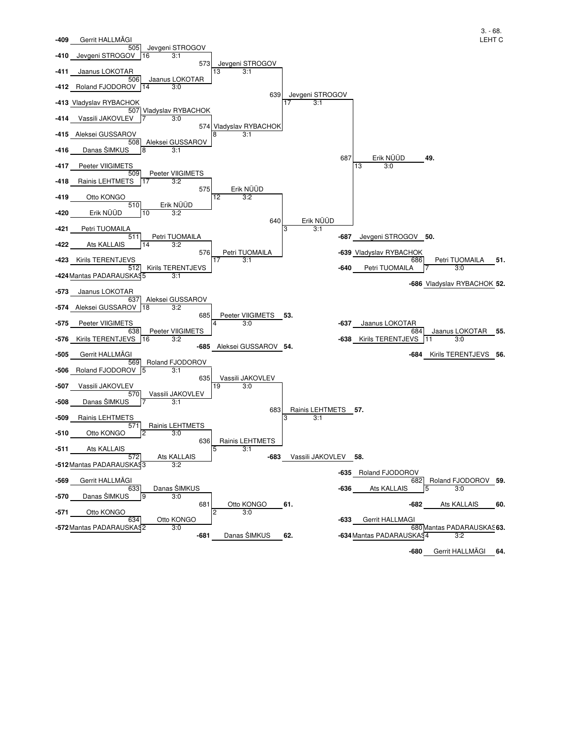3. - 68.
LEHT C

**Match 505:** -409 Gerrit HALLMÄGI vs -410 Jevgeni STROGOV → Jevgeni STROGOV (16, 3:1)

**Match 506:** -411 Jaanus LOKOTAR vs -412 Roland FJODOROV → Jaanus LOKOTAR (14, 3:0)

**Match 507:** -413 Vladyslav RYBACHOK vs -414 Vassili JAKOVLEV → Vladyslav RYBACHOK (7, 3:0)

**Match 508:** -415 Aleksei GUSSAROV vs -416 Danas ŠIMKUS → Aleksei GUSSAROV (8, 3:1)

**Match 509:** -417 Peeter VIIGIMETS vs -418 Rainis LEHTMETS → Peeter VIIGIMETS (17, 3:2)

**Match 510:** -419 Otto KONGO vs -420 Erik NÜÜD → Erik NÜÜD (10, 3:2)

**Match 511:** -421 Petri TUOMAILA vs -422 Ats KALLAIS → Petri TUOMAILA (14, 3:2)

**Match 512:** -423 Kirils TERENTJEVS vs -424 Mantas PADARAUSKAS → Kirils TERENTJEVS (5, 3:1)

**Match 573:** Jevgeni STROGOV vs Jaanus LOKOTAR → Jevgeni STROGOV (13, 3:1)

**Match 574:** Vladyslav RYBACHOK vs Aleksei GUSSAROV → Vladyslav RYBACHOK (8, 3:1)

**Match 575:** Peeter VIIGIMETS vs Erik NÜÜD → Erik NÜÜD (12, 3:2)

**Match 576:** Erik NÜÜD... Petri TUOMAILA vs Kirils TERENTJEVS → Petri TUOMAILA (17, 3:1)

**Match 639:** Jevgeni STROGOV vs Vladyslav RYBACHOK → Jevgeni STROGOV (17, 3:1)

**Match 640:** Erik NÜÜD vs Petri TUOMAILA → Erik NÜÜD (3, 3:1)

**Match 687:** Jevgeni STROGOV vs Erik NÜÜD → Erik NÜÜD (13, 3:0) — **49.**

-687 Jevgeni STROGOV **50.**

**Match 686:** -639 Vladyslav RYBACHOK vs -640 Petri TUOMAILA → Petri TUOMAILA (7, 3:0) — **51.**

-686 Vladyslav RYBACHOK **52.**

**Match 637:** -573 Jaanus LOKOTAR vs -574 Aleksei GUSSAROV → Aleksei GUSSAROV (18, 3:2)

**Match 638:** -575 Peeter VIIGIMETS vs -576 Kirils TERENTJEVS → Peeter VIIGIMETS (16, 3:2)

**Match 685:** Aleksei GUSSAROV vs Peeter VIIGIMETS → Peeter VIIGIMETS (4, 3:0) — **53.**

-685 Aleksei GUSSAROV **54.**

**Match 684:** -637 Jaanus LOKOTAR vs -638 Kirils TERENTJEVS → Jaanus LOKOTAR (11, 3:0) — **55.**

-684 Kirils TERENTJEVS **56.**

**Match 569:** -505 Gerrit HALLMÄGI vs -506 Roland FJODOROV → Roland FJODOROV (5, 3:1)

**Match 570:** -507 Vassili JAKOVLEV vs -508 Danas ŠIMKUS → Vassili JAKOVLEV (7, 3:1)

**Match 571:** -509 Rainis LEHTMETS vs -510 Otto KONGO → Rainis LEHTMETS (2, 3:0)

**Match 572:** -511 Ats KALLAIS vs -512 Mantas PADARAUSKAS → Ats KALLAIS (3, 3:2)

**Match 635:** Roland FJODOROV vs Vassili JAKOVLEV → Vassili JAKOVLEV (19, 3:0)

**Match 636:** Rainis LEHTMETS vs Ats KALLAIS → Rainis LEHTMETS (5, 3:1)

**Match 683:** Vassili JAKOVLEV vs Rainis LEHTMETS → Rainis LEHTMETS (3, 3:1) — **57.**

-683 Vassili JAKOVLEV **58.**

**Match 682:** -635 Roland FJODOROV vs -636 Ats KALLAIS → Roland FJODOROV (5, 3:0) — **59.**

-682 Ats KALLAIS **60.**

**Match 633:** -569 Gerrit HALLMÄGI vs -570 Danas ŠIMKUS → Danas ŠIMKUS (9, 3:0)

**Match 634:** -571 Otto KONGO vs -572 Mantas PADARAUSKAS → Otto KONGO (2, 3:0)

**Match 681:** Danas ŠIMKUS vs Otto KONGO → Otto KONGO (2, 3:0) — **61.**

-681 Danas ŠIMKUS **62.**

**Match 680:** -633 Gerrit HALLMAGI vs -634 Mantas PADARAUSKAS → Mantas PADARAUSKAS (4, 3:2) — **63.**

-680 Gerrit HALLMÄGI **64.**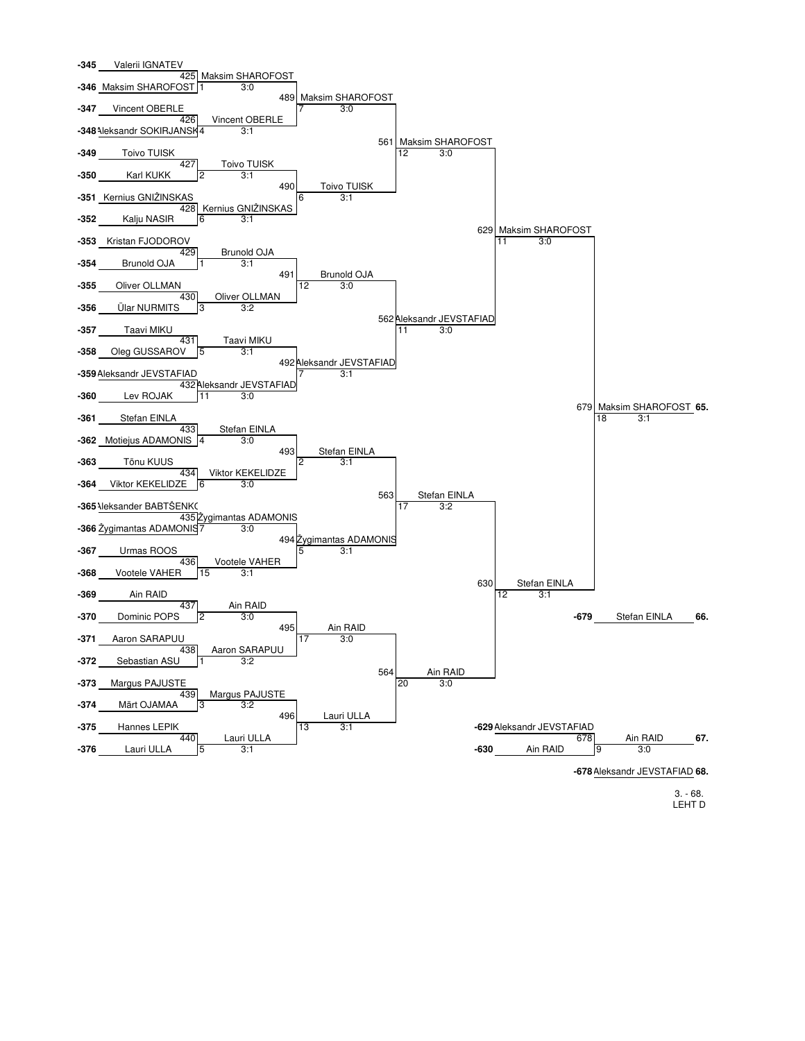## Round 1 (entries)

| Seed | Player |
|---|---|
| -345 | Valerii IGNATEV |
| -346 | Maksim SHAROFOST |
| -347 | Vincent OBERLE |
| -348 | Aleksandr SOKIRJANSK |
| -349 | Toivo TUISK |
| -350 | Karl KUKK |
| -351 | Kernius GNIŽINSKAS |
| -352 | Kalju NASIR |
| -353 | Kristan FJODOROV |
| -354 | Brunold OJA |
| -355 | Oliver OLLMAN |
| -356 | Ülar NURMITS |
| -357 | Taavi MIKU |
| -358 | Oleg GUSSAROV |
| -359 | Aleksandr JEVSTAFIAD |
| -360 | Lev ROJAK |
| -361 | Stefan EINLA |
| -362 | Motiejus ADAMONIS |
| -363 | Tõnu KUUS |
| -364 | Viktor KEKELIDZE |
| -365 | Aleksander BABTŠENKO |
| -366 | Žygimantas ADAMONIS |
| -367 | Urmas ROOS |
| -368 | Vootele VAHER |
| -369 | Ain RAID |
| -370 | Dominic POPS |
| -371 | Aaron SARAPUU |
| -372 | Sebastian ASU |
| -373 | Margus PAJUSTE |
| -374 | Märt OJAMAA |
| -375 | Hannes LEPIK |
| -376 | Lauri ULLA |

## Matches

| Match | Winner | Table | Score |
|---|---|---|---|
| 425 | Maksim SHAROFOST | 1 | 3:0 |
| 426 | Vincent OBERLE | 4 | 3:1 |
| 427 | Toivo TUISK | 2 | 3:1 |
| 428 | Kernius GNIŽINSKAS | 6 | 3:1 |
| 429 | Brunold OJA | 1 | 3:1 |
| 430 | Oliver OLLMAN | 3 | 3:2 |
| 431 | Taavi MIKU | 5 | 3:1 |
| 432 | Aleksandr JEVSTAFIAD | 11 | 3:0 |
| 433 | Stefan EINLA | 4 | 3:0 |
| 434 | Viktor KEKELIDZE | 6 | 3:0 |
| 435 | Žygimantas ADAMONIS | 7 | 3:0 |
| 436 | Vootele VAHER | 15 | 3:1 |
| 437 | Ain RAID | 2 | 3:0 |
| 438 | Aaron SARAPUU | 1 | 3:2 |
| 439 | Margus PAJUSTE | 3 | 3:2 |
| 440 | Lauri ULLA | 5 | 3:1 |
| 489 | Maksim SHAROFOST | 7 | 3:0 |
| 490 | Toivo TUISK | 6 | 3:1 |
| 491 | Brunold OJA | 12 | 3:0 |
| 492 | Aleksandr JEVSTAFIAD | 7 | 3:1 |
| 493 | Stefan EINLA | 2 | 3:1 |
| 494 | Žygimantas ADAMONIS | 5 | 3:1 |
| 495 | Ain RAID | 17 | 3:0 |
| 496 | Lauri ULLA | 13 | 3:1 |
| 561 | Maksim SHAROFOST | 12 | 3:0 |
| 562 | Aleksandr JEVSTAFIAD | 11 | 3:0 |
| 563 | Stefan EINLA | 17 | 3:2 |
| 564 | Ain RAID | 20 | 3:0 |
| 629 | Maksim SHAROFOST | 11 | 3:0 |
| 630 | Stefan EINLA | 12 | 3:1 |
| 679 | Maksim SHAROFOST **65.** | 18 | 3:1 |

-679 Stefan EINLA **66.**

## Match for 67.–68. place

| Seed | Player |
|---|---|
| -629 | Aleksandr JEVSTAFIAD |
| -630 | Ain RAID |

| Match | Winner | Table | Score |
|---|---|---|---|
| 678 | Ain RAID **67.** | 9 | 3:0 |

-678 Aleksandr JEVSTAFIAD **68.**

3. - 68.
LEHT D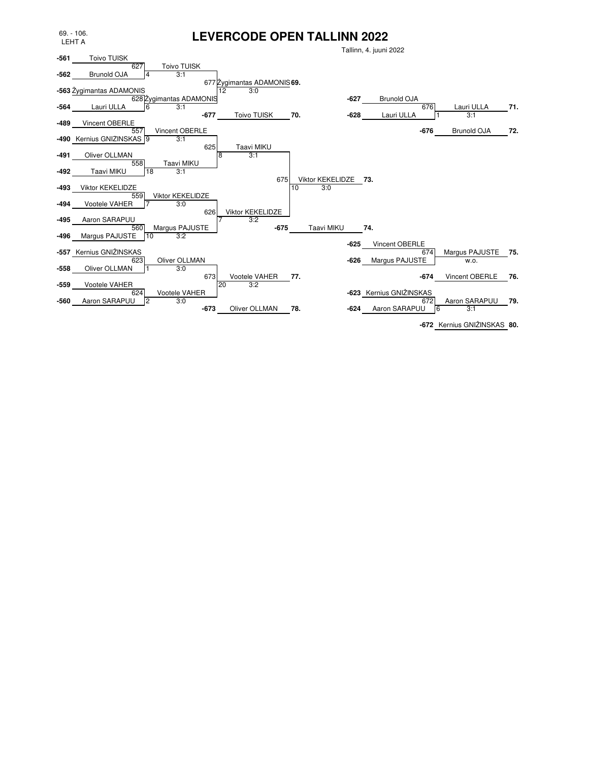69. - 106.
LEHT A

# LEVERCODE OPEN TALLINN 2022

Tallinn, 4. juuni 2022

**Bracket – Round 1 (569-s)**

| Match | Player 1 | Player 2 | Winner | Score |
|---|---|---|---|---|
| 627 | -561 Toivo TUISK | -562 Brunold OJA (4) | Toivo TUISK | 3:1 |
| 628 | -563 Žygimantas ADAMONIS | -564 Lauri ULLA (6) | Žygimantas ADAMONIS | 3:1 |
| 677 | Toivo TUISK | Žygimantas ADAMONIS (12) | Žygimantas ADAMONIS **69.** | 3:0 |

-677 Toivo TUISK **70.**

| Match | Player 1 | Player 2 | Winner | Score |
|---|---|---|---|---|
| 676 | -627 Brunold OJA | -628 Lauri ULLA (1) | Lauri ULLA **71.** | 3:1 |

-676 Brunold OJA **72.**

| Match | Player 1 | Player 2 | Winner | Score |
|---|---|---|---|---|
| 557 | -489 Vincent OBERLE | -490 Kernius GNIZINSKAS (9) | Vincent OBERLE | 3:1 |
| 558 | -491 Oliver OLLMAN | -492 Taavi MIKU (18) | Taavi MIKU | 3:1 |
| 625 | Vincent OBERLE | Taavi MIKU (8) | Taavi MIKU | 3:1 |
| 559 | -493 Viktor KEKELIDZE | -494 Vootele VAHER (7) | Viktor KEKELIDZE | 3:0 |
| 560 | -495 Aaron SARAPUU | -496 Margus PAJUSTE (10) | Margus PAJUSTE | 3:2 |
| 626 | Viktor KEKELIDZE | Margus PAJUSTE (7) | Viktor KEKELIDZE | 3:2 |
| 675 | Taavi MIKU | Viktor KEKELIDZE (10) | Viktor KEKELIDZE **73.** | 3:0 |

-675 Taavi MIKU **74.**

| Match | Player 1 | Player 2 | Winner | Score |
|---|---|---|---|---|
| 674 | -625 Vincent OBERLE | -626 Margus PAJUSTE | Margus PAJUSTE **75.** | w.o. |

-674 Vincent OBERLE **76.**

| Match | Player 1 | Player 2 | Winner | Score |
|---|---|---|---|---|
| 623 | -557 Kernius GNIŽINSKAS | -558 Oliver OLLMAN (1) | Oliver OLLMAN | 3:0 |
| 624 | -559 Vootele VAHER | -560 Aaron SARAPUU (2) | Vootele VAHER | 3:0 |
| 673 | Oliver OLLMAN | Vootele VAHER (20) | Vootele VAHER **77.** | 3:2 |

-673 Oliver OLLMAN **78.**

| Match | Player 1 | Player 2 | Winner | Score |
|---|---|---|---|---|
| 672 | -623 Kernius GNIŽINSKAS | -624 Aaron SARAPUU (6) | Aaron SARAPUU **79.** | 3:1 |

-672 Kernius GNIŽINSKAS **80.**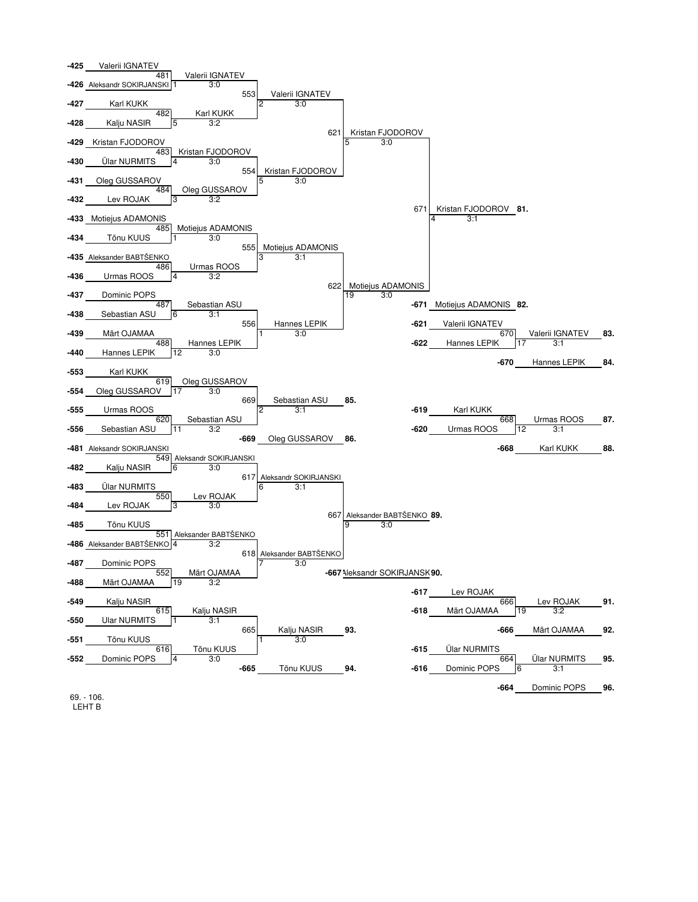**Bracket 1 (positions 81.–84.)**

| Match | Player 1 | Player 2 | Winner | Score |
|---|---|---|---|---|
| 481 | -425 Valerii IGNATEV | -426 Aleksandr SOKIRJANSKI (1) | Valerii IGNATEV | 3:0 |
| 482 | -427 Karl KUKK | -428 Kalju NASIR (5) | Karl KUKK | 3:2 |
| 483 | -429 Kristan FJODOROV | -430 Ülar NURMITS (4) | Kristan FJODOROV | 3:0 |
| 484 | -431 Oleg GUSSAROV | -432 Lev ROJAK (3) | Oleg GUSSAROV | 3:2 |
| 485 | -433 Motiejus ADAMONIS | -434 Tõnu KUUS (1) | Motiejus ADAMONIS | 3:0 |
| 486 | -435 Aleksander BABTŠENKO | -436 Urmas ROOS (4) | Urmas ROOS | 3:2 |
| 487 | -437 Dominic POPS | -438 Sebastian ASU (6) | Sebastian ASU | 3:1 |
| 488 | -439 Märt OJAMAA | -440 Hannes LEPIK (12) | Hannes LEPIK | 3:0 |
| 553 | Valerii IGNATEV | Karl KUKK (2) | Valerii IGNATEV | 3:0 |
| 554 | Kristan FJODOROV | Oleg GUSSAROV (5) | Kristan FJODOROV | 3:0 |
| 555 | Motiejus ADAMONIS | Urmas ROOS (3) | Motiejus ADAMONIS | 3:1 |
| 556 | Sebastian ASU | Hannes LEPIK (1) | Hannes LEPIK | 3:0 |
| 621 | Valerii IGNATEV | Kristan FJODOROV (5) | Kristan FJODOROV | 3:0 |
| 622 | Motiejus ADAMONIS | Hannes LEPIK (19) | Motiejus ADAMONIS | 3:0 |
| 671 | Kristan FJODOROV | Motiejus ADAMONIS (4) | Kristan FJODOROV **81.** | 3:1 |

-671 Motiejus ADAMONIS **82.**

| Match | Player 1 | Player 2 | Winner | Score |
|---|---|---|---|---|
| 670 | -621 Valerii IGNATEV | -622 Hannes LEPIK (17) | Valerii IGNATEV **83.** | 3:1 |

-670 Hannes LEPIK **84.**

**Bracket 2 (positions 85.–88.)**

| Match | Player 1 | Player 2 | Winner | Score |
|---|---|---|---|---|
| 619 | -553 Karl KUKK | -554 Oleg GUSSAROV (17) | Oleg GUSSAROV | 3:0 |
| 620 | -555 Urmas ROOS | -556 Sebastian ASU (11) | Sebastian ASU | 3:2 |
| 669 | Oleg GUSSAROV | Sebastian ASU (2) | Sebastian ASU **85.** | 3:1 |

-669 Oleg GUSSAROV **86.**

| Match | Player 1 | Player 2 | Winner | Score |
|---|---|---|---|---|
| 668 | -619 Karl KUKK | -620 Urmas ROOS (12) | Urmas ROOS **87.** | 3:1 |

-668 Karl KUKK **88.**

**Bracket 3 (positions 89.–96.)**

| Match | Player 1 | Player 2 | Winner | Score |
|---|---|---|---|---|
| 549 | -481 Aleksandr SOKIRJANSKI | -482 Kalju NASIR (6) | Aleksandr SOKIRJANSKI | 3:0 |
| 550 | -483 Ülar NURMITS | -484 Lev ROJAK (3) | Lev ROJAK | 3:0 |
| 551 | -485 Tõnu KUUS | -486 Aleksander BABTŠENKO (4) | Aleksander BABTŠENKO | 3:2 |
| 552 | -487 Dominic POPS | -488 Märt OJAMAA (19) | Märt OJAMAA | 3:2 |
| 617 | Aleksandr SOKIRJANSKI | Lev ROJAK (6) | Aleksandr SOKIRJANSKI | 3:1 |
| 618 | Aleksander BABTŠENKO | Märt OJAMAA (7) | Aleksander BABTŠENKO | 3:0 |
| 667 | Aleksandr SOKIRJANSKI | Aleksander BABTŠENKO (9) | Aleksander BABTŠENKO **89.** | 3:0 |

-667 Aleksandr SOKIRJANSKI **90.**

| Match | Player 1 | Player 2 | Winner | Score |
|---|---|---|---|---|
| 666 | -617 Lev ROJAK | -618 Märt OJAMAA (19) | Lev ROJAK **91.** | 3:2 |

-666 Märt OJAMAA **92.**

| Match | Player 1 | Player 2 | Winner | Score |
|---|---|---|---|---|
| 615 | -549 Kalju NASIR | -550 Ular NURMITS (1) | Kalju NASIR | 3:1 |
| 616 | -551 Tõnu KUUS | -552 Dominic POPS (4) | Tõnu KUUS | 3:0 |
| 665 | Kalju NASIR | Tõnu KUUS (1) | Kalju NASIR **93.** | 3:0 |

-665 Tõnu KUUS **94.**

| Match | Player 1 | Player 2 | Winner | Score |
|---|---|---|---|---|
| 664 | -615 Ülar NURMITS | -616 Dominic POPS (6) | Ülar NURMITS **95.** | 3:1 |

-664 Dominic POPS **96.**

69. - 106.
LEHT B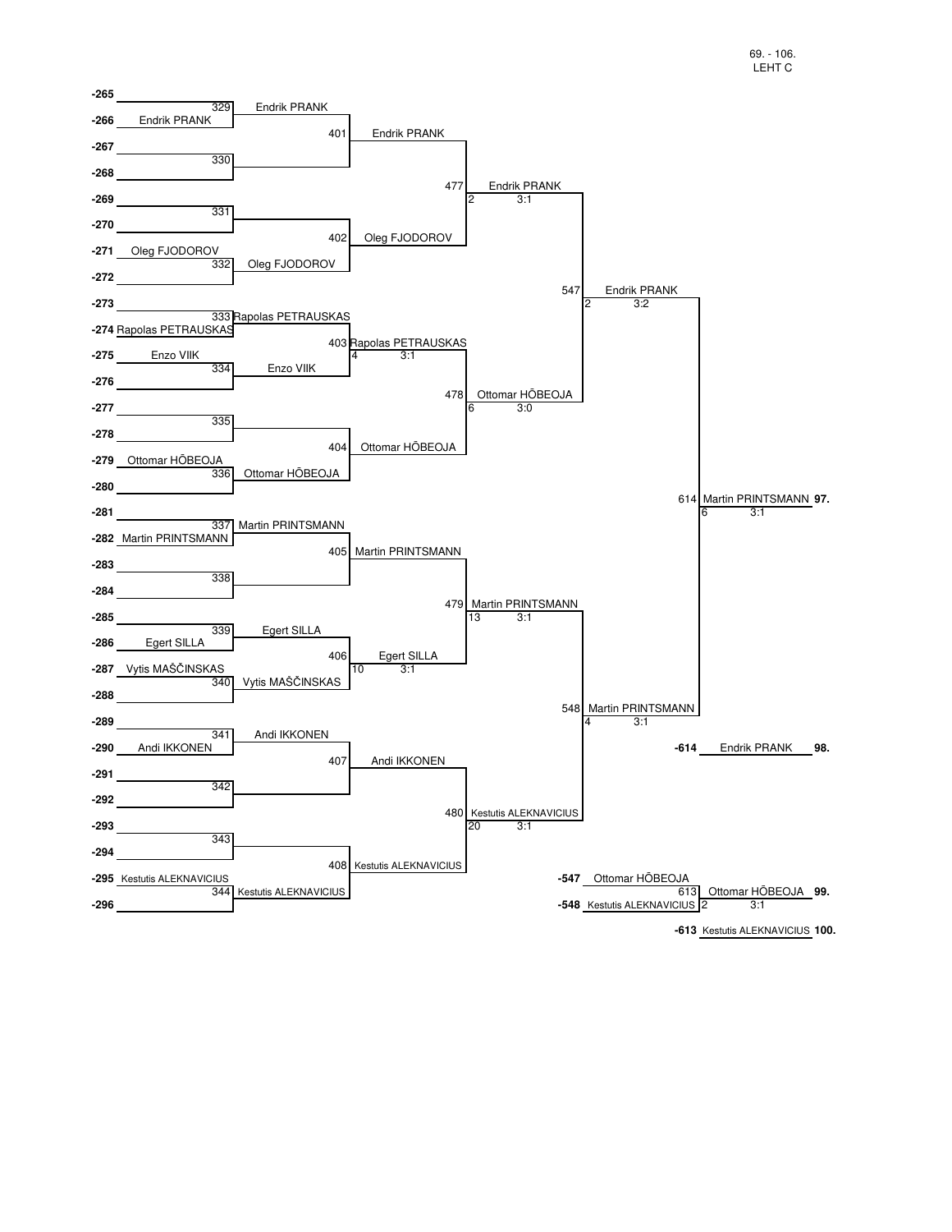69. - 106.
LEHT C

## Round 1

| Slot | Player | Match | Winner |
|---|---|---|---|
| -265 | | 329 | Endrik PRANK |
| -266 | Endrik PRANK | | |
| -267 | | 330 | |
| -268 | | | |
| -269 | | 331 | |
| -270 | | | |
| -271 | Oleg FJODOROV | 332 | Oleg FJODOROV |
| -272 | | | |
| -273 | | 333 | Rapolas PETRAUSKAS |
| -274 | Rapolas PETRAUSKAS | | |
| -275 | Enzo VIIK | 334 | Enzo VIIK |
| -276 | | | |
| -277 | | 335 | |
| -278 | | | |
| -279 | Ottomar HÕBEOJA | 336 | Ottomar HÕBEOJA |
| -280 | | | |
| -281 | | 337 | Martin PRINTSMANN |
| -282 | Martin PRINTSMANN | | |
| -283 | | 338 | |
| -284 | | | |
| -285 | | 339 | Egert SILLA |
| -286 | Egert SILLA | | |
| -287 | Vytis MAŠČINSKAS | 340 | Vytis MAŠČINSKAS |
| -288 | | | |
| -289 | | 341 | Andi IKKONEN |
| -290 | Andi IKKONEN | | |
| -291 | | 342 | |
| -292 | | | |
| -293 | | 343 | |
| -294 | | | |
| -295 | Kestutis ALEKNAVICIUS | 344 | Kestutis ALEKNAVICIUS |
| -296 | | | |

## Round 2

| Match | Winner | Score |
|---|---|---|
| 401 | Endrik PRANK | |
| 402 | Oleg FJODOROV | |
| 403 | Rapolas PETRAUSKAS | 4 3:1 |
| 404 | Ottomar HÕBEOJA | |
| 405 | Martin PRINTSMANN | |
| 406 | Egert SILLA | 10 3:1 |
| 407 | Andi IKKONEN | |
| 408 | Kestutis ALEKNAVICIUS | |

## Round 3

| Match | Winner | Score |
|---|---|---|
| 477 | Endrik PRANK | 2 3:1 |
| 478 | Ottomar HÕBEOJA | 6 3:0 |
| 479 | Martin PRINTSMANN | 13 3:1 |
| 480 | Kestutis ALEKNAVICIUS | 20 3:1 |

## Round 4

| Match | Winner | Score |
|---|---|---|
| 547 | Endrik PRANK | 2 3:2 |
| 548 | Martin PRINTSMANN | 4 3:1 |

## Final placings

| Match | Winner | Score | Place |
|---|---|---|---|
| 614 | Martin PRINTSMANN | 6 3:1 | 97. |
| -614 | Endrik PRANK | | 98. |

| Slot | Player |
|---|---|
| -547 | Ottomar HÕBEOJA |
| -548 | Kestutis ALEKNAVICIUS |

| Match | Winner | Score | Place |
|---|---|---|---|
| 613 | Ottomar HÕBEOJA | 2 3:1 | 99. |
| -613 | Kestutis ALEKNAVICIUS | | 100. |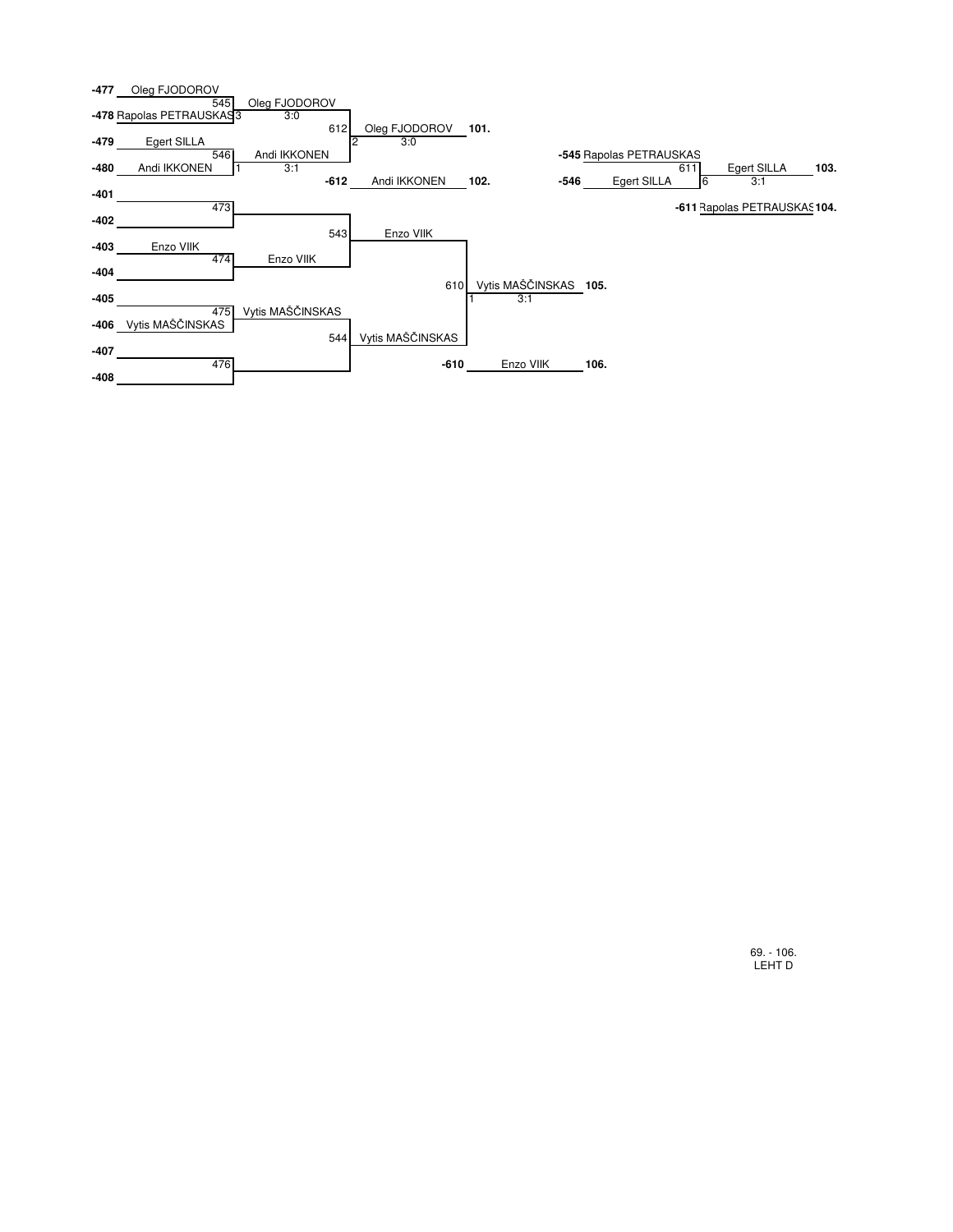-477 Oleg FJODOROV

545 Oleg FJODOROV

-478 Rapolas PETRAUSKAS 3 3:0

612 Oleg FJODOROV **101.**

-479 Egert SILLA 2 3:0

546 Andi IKKONEN

-480 Andi IKKONEN 1 3:1

**-612** Andi IKKONEN **102.**

**-545** Rapolas PETRAUSKAS

611 Egert SILLA **103.**

**-546** Egert SILLA 6 3:1

**-611** Rapolas PETRAUSKAS **104.**

-401

473

-402

543 Enzo VIIK

-403 Enzo VIIK

474 Enzo VIIK

-404

610 Vytis MAŠČINSKAS **105.**

-405 1 3:1

475 Vytis MAŠČINSKAS

-406 Vytis MAŠČINSKAS

544 Vytis MAŠČINSKAS

-407

476

**-610** Enzo VIIK **106.**

-408

69. - 106.
LEHT D